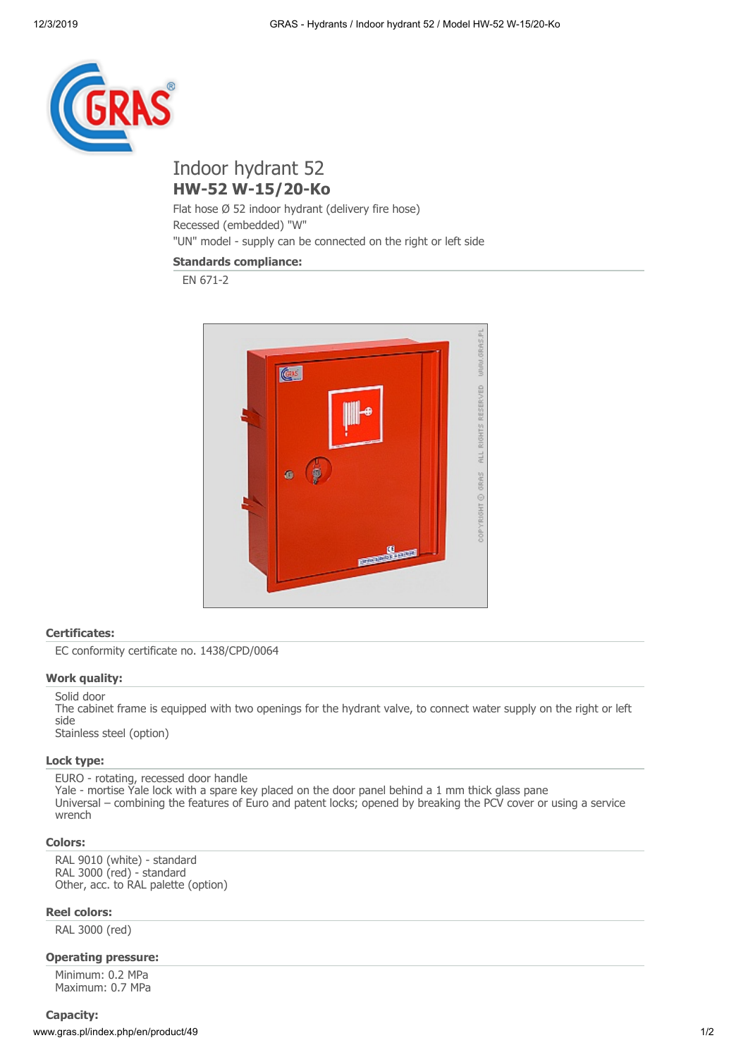# Indoor hydrant 52

## HW-52 W-15/20-Ko

Flat hose Ø 52 indoor hydrant (delivery fire hose)
Recessed (embedded) "W"
"UN" model - supply can be connected on the right or left side

**Standards compliance:**

EN 671-2

**Certificates:**

EC conformity certificate no. 1438/CPD/0064

**Work quality:**

Solid door
The cabinet frame is equipped with two openings for the hydrant valve, to connect water supply on the right or left side
Stainless steel (option)

**Lock type:**

EURO - rotating, recessed door handle
Yale - mortise Yale lock with a spare key placed on the door panel behind a 1 mm thick glass pane
Universal – combining the features of Euro and patent locks; opened by breaking the PCV cover or using a service wrench

**Colors:**

RAL 9010 (white) - standard
RAL 3000 (red) - standard
Other, acc. to RAL palette (option)

**Reel colors:**

RAL 3000 (red)

**Operating pressure:**

Minimum: 0.2 MPa
Maximum: 0.7 MPa

**Capacity:**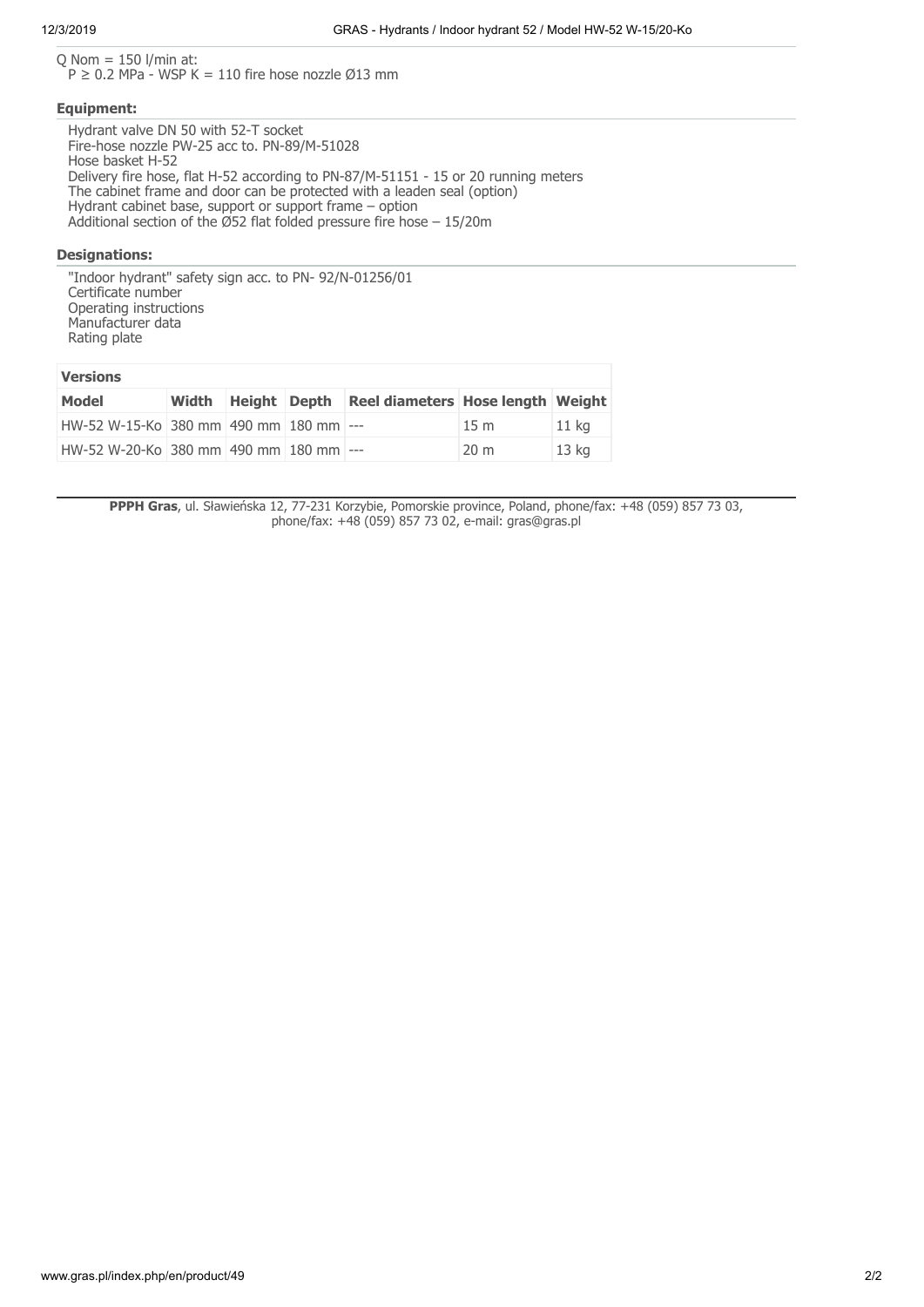Q Nom = 150 l/min at:
P ≥ 0.2 MPa - WSP K = 110 fire hose nozzle Ø13 mm

### Equipment:

Hydrant valve DN 50 with 52-T socket
Fire-hose nozzle PW-25 acc to. PN-89/M-51028
Hose basket H-52
Delivery fire hose, flat H-52 according to PN-87/M-51151 - 15 or 20 running meters
The cabinet frame and door can be protected with a leaden seal (option)
Hydrant cabinet base, support or support frame – option
Additional section of the Ø52 flat folded pressure fire hose – 15/20m

### Designations:

"Indoor hydrant" safety sign acc. to PN- 92/N-01256/01
Certificate number
Operating instructions
Manufacturer data
Rating plate

| Versions | | | | | | |
|---|---|---|---|---|---|---|
| **Model** | **Width** | **Height** | **Depth** | **Reel diameters** | **Hose length** | **Weight** |
| HW-52 W-15-Ko | 380 mm | 490 mm | 180 mm | --- | 15 m | 11 kg |
| HW-52 W-20-Ko | 380 mm | 490 mm | 180 mm | --- | 20 m | 13 kg |

**PPPH Gras**, ul. Sławieńska 12, 77-231 Korzybie, Pomorskie province, Poland, phone/fax: +48 (059) 857 73 03, phone/fax: +48 (059) 857 73 02, e-mail: gras@gras.pl